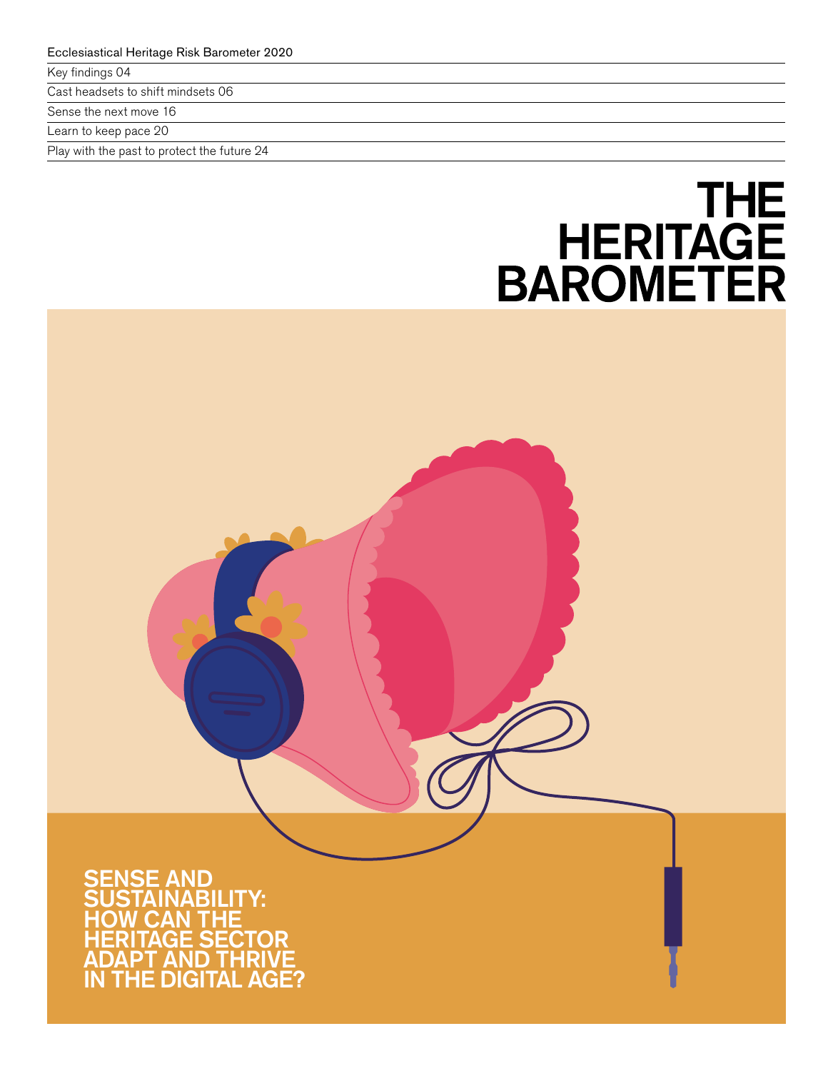Ecclesiastical Heritage Risk Barometer 2020

Key findings 04

Cast headsets to shift mindsets 06

Sense the next move 16

Learn to keep pace 20

Play with the past to protect the future 24

# THE HERITAGE BAROMETER

## SENSE AND SUSTAINABILITY: HOW CAN THE HERITAGE SECTOR ADAPT AND THRIVE IN THE DIGITAL AGE?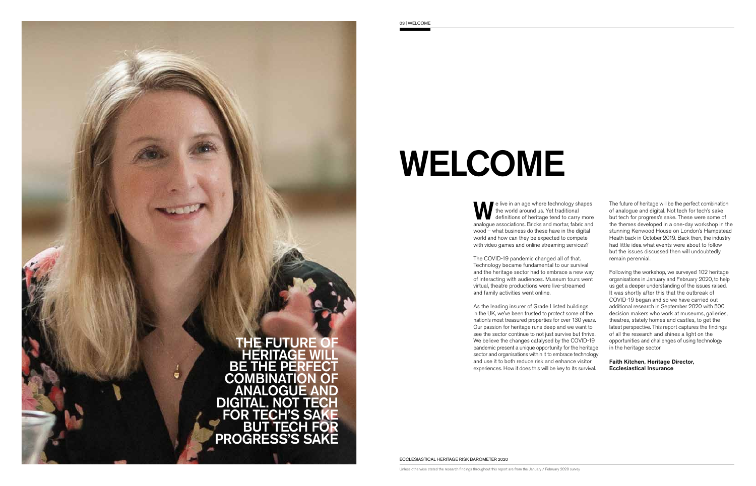# WELCOME

THE FUTURE OF HERITAGE WILL BE THE PERFECT COMBINATION OF ANALOGUE AND DIGITAL. NOT TECH FOR TECH'S SAKE BUT TECH FOR PROGRESS'S SAKE

We live in an age where technology shapes the world around us. Yet traditional definitions of heritage tend to carry more analogue associations. Bricks and mortar, fabric and wood – what business do these have in the digital world and how can they be expected to compete with video games and online streaming services?

The COVID-19 pandemic changed all of that. Technology became fundamental to our survival and the heritage sector had to embrace a new way of interacting with audiences. Museum tours went virtual, theatre productions were live-streamed and family activities went online.

As the leading insurer of Grade I listed buildings in the UK, we've been trusted to protect some of the nation's most treasured properties for over 130 years. Our passion for heritage runs deep and we want to see the sector continue to not just survive but thrive. We believe the changes catalysed by the COVID-19 pandemic present a unique opportunity for the heritage sector and organisations within it to embrace technology and use it to both reduce risk and enhance visitor experiences. How it does this will be key to its survival.

The future of heritage will be the perfect combination of analogue and digital. Not tech for tech's sake but tech for progress's sake. These were some of the themes developed in a one-day workshop in the stunning Kenwood House on London's Hampstead Heath back in October 2019. Back then, the industry had little idea what events were about to follow but the issues discussed then will undoubtedly remain perennial.

Following the workshop, we surveyed 102 heritage organisations in January and February 2020, to help us get a deeper understanding of the issues raised. It was shortly after this that the outbreak of COVID-19 began and so we have carried out additional research in September 2020 with 500 decision makers who work at museums, galleries, theatres, stately homes and castles, to get the latest perspective. This report captures the findings of all the research and shines a light on the opportunities and challenges of using technology in the heritage sector.

**Faith Kitchen, Heritage Director, Ecclesiastical Insurance**

Unless otherwise stated the research findings throughout this report are from the January / February 2020 survey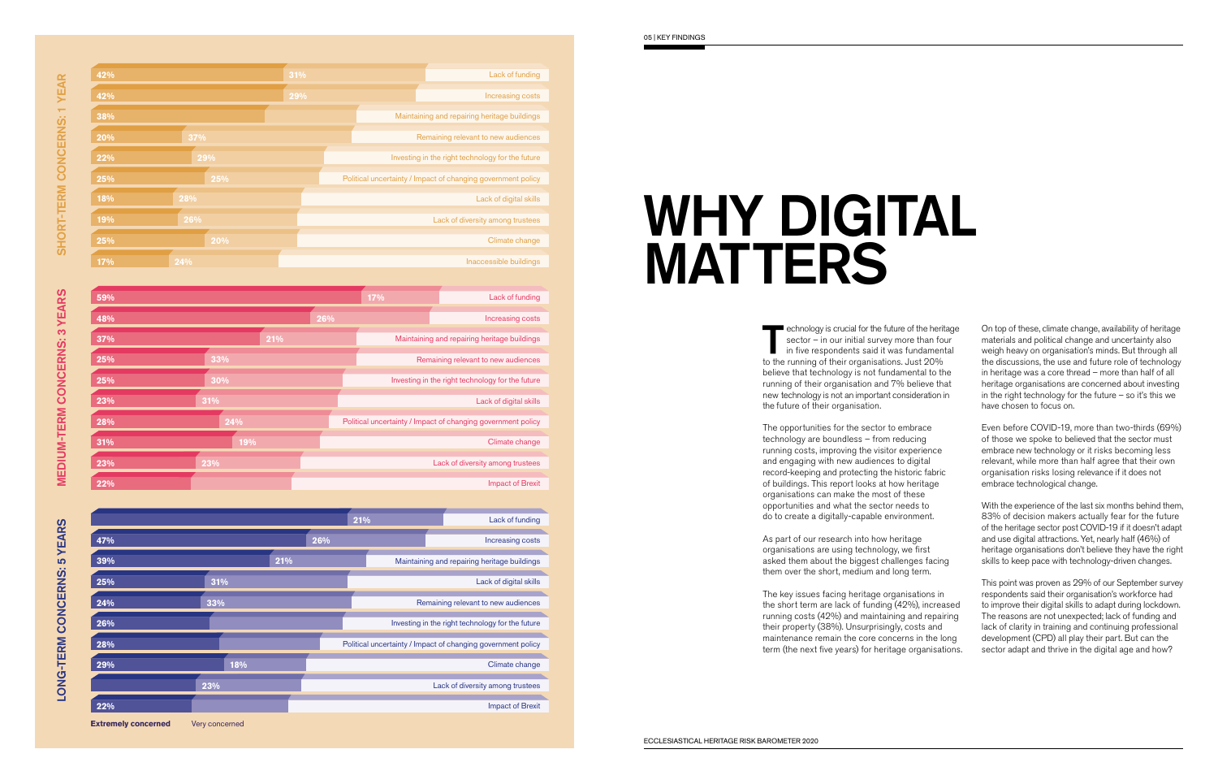## SHORT-TERM CONCERNS: 1 YEAR

| Concern | Extremely concerned | Very concerned |
|---|---|---|
| Lack of funding | 42% | 31% |
| Increasing costs | 42% | 29% |
| Maintaining and repairing heritage buildings | 38% | |
| Remaining relevant to new audiences | 20% | 37% |
| Investing in the right technology for the future | 22% | 29% |
| Political uncertainty / Impact of changing government policy | 25% | 25% |
| Lack of digital skills | 18% | 28% |
| Lack of diversity among trustees | 19% | 26% |
| Climate change | 25% | 20% |
| Inaccessible buildings | 17% | 24% |

## MEDIUM-TERM CONCERNS: 3 YEARS

| Concern | Extremely concerned | Very concerned |
|---|---|---|
| Lack of funding | 59% | 17% |
| Increasing costs | 48% | 26% |
| Maintaining and repairing heritage buildings | 37% | 21% |
| Remaining relevant to new audiences | 25% | 33% |
| Investing in the right technology for the future | 25% | 30% |
| Lack of digital skills | 23% | 31% |
| Political uncertainty / Impact of changing government policy | 28% | 24% |
| Climate change | 31% | 19% |
| Lack of diversity among trustees | 23% | 23% |
| Impact of Brexit | 22% | |

## LONG-TERM CONCERNS: 5 YEARS

| Concern | Extremely concerned | Very concerned |
|---|---|---|
| Lack of funding | | 21% |
| Increasing costs | 47% | 26% |
| Maintaining and repairing heritage buildings | 39% | 21% |
| Lack of digital skills | 25% | 31% |
| Remaining relevant to new audiences | 24% | 33% |
| Investing in the right technology for the future | 26% | |
| Political uncertainty / Impact of changing government policy | 28% | |
| Climate change | 29% | 18% |
| Lack of diversity among trustees | | 23% |
| Impact of Brexit | 22% | |

**Extremely concerned** Very concerned

# WHY DIGITAL MATTERS

Technology is crucial for the future of the heritage sector – in our initial survey more than four in five respondents said it was fundamental to the running of their organisations. Just 20% believe that technology is not fundamental to the running of their organisation and 7% believe that new technology is not an important consideration in the future of their organisation.

The opportunities for the sector to embrace technology are boundless – from reducing running costs, improving the visitor experience and engaging with new audiences to digital record-keeping and protecting the historic fabric of buildings. This report looks at how heritage organisations can make the most of these opportunities and what the sector needs to do to create a digitally-capable environment.

As part of our research into how heritage organisations are using technology, we first asked them about the biggest challenges facing them over the short, medium and long term.

The key issues facing heritage organisations in the short term are lack of funding (42%), increased running costs (42%) and maintaining and repairing their property (38%). Unsurprisingly, costs and maintenance remain the core concerns in the long term (the next five years) for heritage organisations.

On top of these, climate change, availability of heritage materials and political change and uncertainty also weigh heavy on organisation's minds. But through all the discussions, the use and future role of technology in heritage was a core thread – more than half of all heritage organisations are concerned about investing in the right technology for the future – so it's this we have chosen to focus on.

Even before COVID-19, more than two-thirds (69%) of those we spoke to believed that the sector must embrace new technology or it risks becoming less relevant, while more than half agree that their own organisation risks losing relevance if it does not embrace technological change.

With the experience of the last six months behind them, 83% of decision makers actually fear for the future of the heritage sector post COVID-19 if it doesn't adapt and use digital attractions. Yet, nearly half (46%) of heritage organisations don't believe they have the right skills to keep pace with technology-driven changes.

This point was proven as 29% of our September survey respondents said their organisation's workforce had to improve their digital skills to adapt during lockdown. The reasons are not unexpected; lack of funding and lack of clarity in training and continuing professional development (CPD) all play their part. But can the sector adapt and thrive in the digital age and how?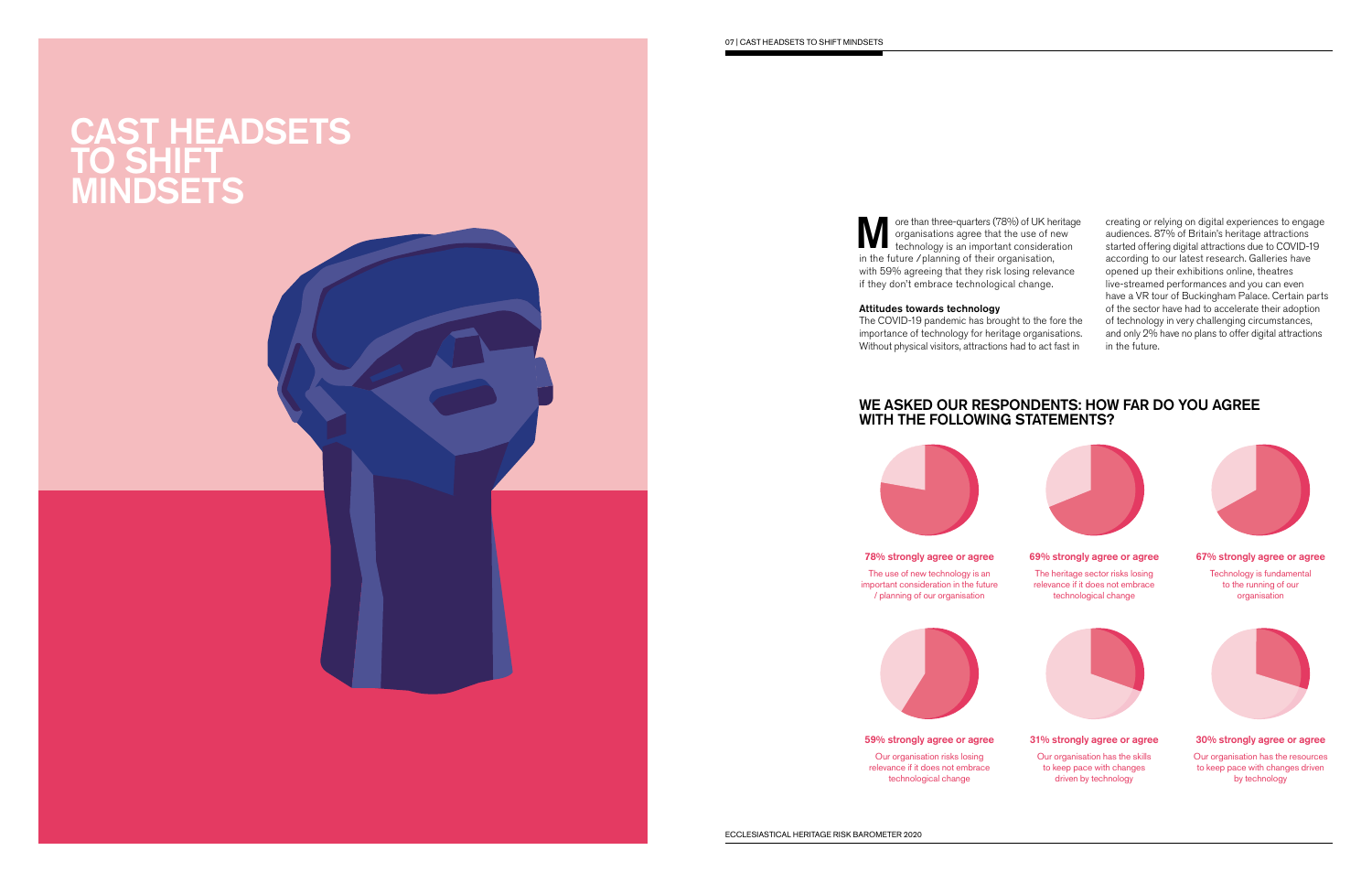# CAST HEADSETS TO SHIFT MINDSETS

More than three-quarters (78%) of UK heritage organisations agree that the use of new technology is an important consideration in the future / planning of their organisation, with 59% agreeing that they risk losing relevance if they don't embrace technological change.

### Attitudes towards technology

The COVID-19 pandemic has brought to the fore the importance of technology for heritage organisations. Without physical visitors, attractions had to act fast in creating or relying on digital experiences to engage audiences. 87% of Britain's heritage attractions started offering digital attractions due to COVID-19 according to our latest research. Galleries have opened up their exhibitions online, theatres live-streamed performances and you can even have a VR tour of Buckingham Palace. Certain parts of the sector have had to accelerate their adoption of technology in very challenging circumstances, and only 2% have no plans to offer digital attractions in the future.

## WE ASKED OUR RESPONDENTS: HOW FAR DO YOU AGREE WITH THE FOLLOWING STATEMENTS?

**78% strongly agree or agree**

The use of new technology is an important consideration in the future / planning of our organisation

**69% strongly agree or agree**

The heritage sector risks losing relevance if it does not embrace technological change

**67% strongly agree or agree**

Technology is fundamental to the running of our organisation

**59% strongly agree or agree**

Our organisation risks losing relevance if it does not embrace technological change

**31% strongly agree or agree**

Our organisation has the skills to keep pace with changes driven by technology

**30% strongly agree or agree**

Our organisation has the resources to keep pace with changes driven by technology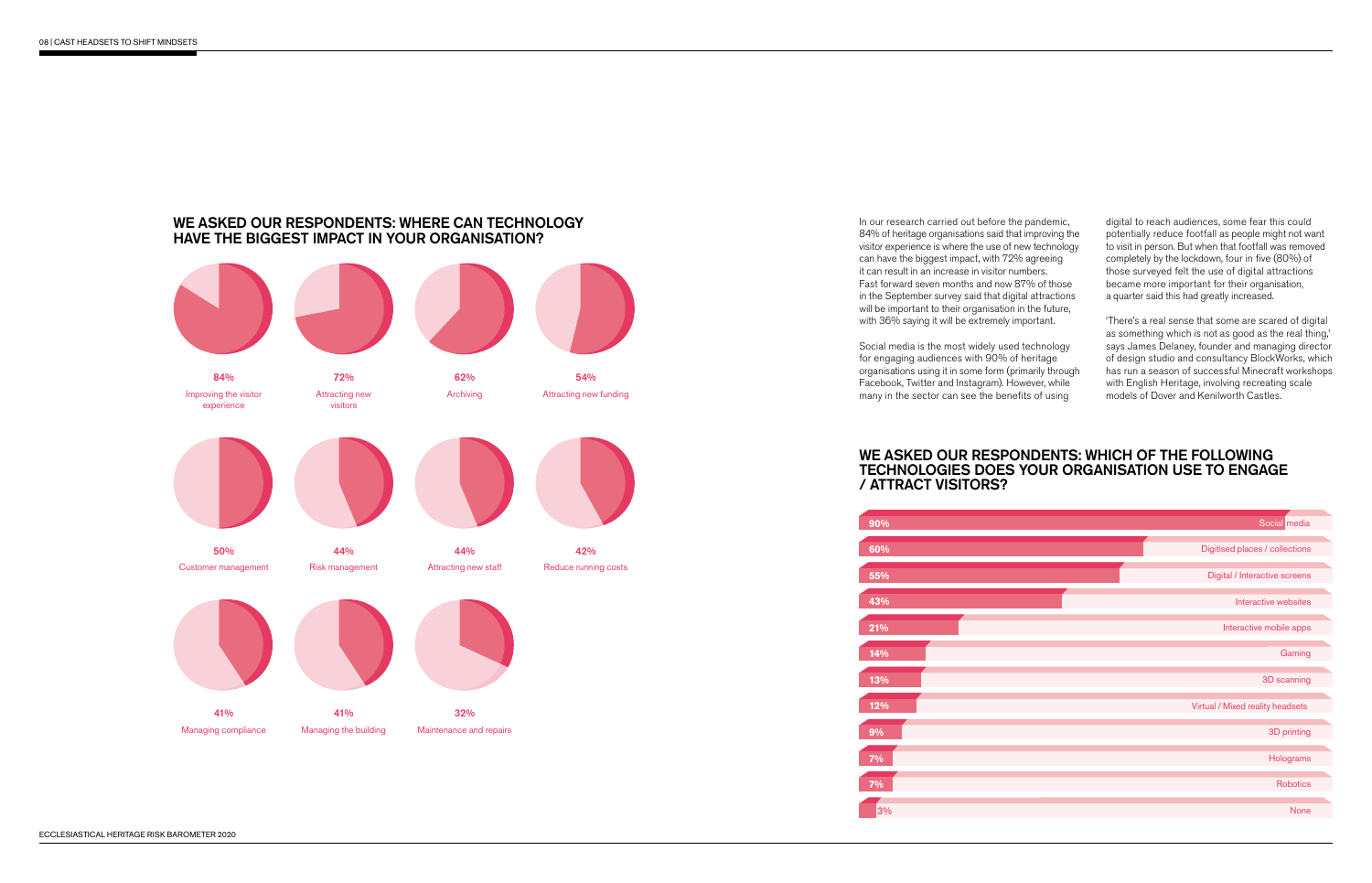## WE ASKED OUR RESPONDENTS: WHERE CAN TECHNOLOGY HAVE THE BIGGEST IMPACT IN YOUR ORGANISATION?

| Area | % |
|---|---|
| Improving the visitor experience | 84% |
| Attracting new visitors | 72% |
| Archiving | 62% |
| Attracting new funding | 54% |
| Customer management | 50% |
| Risk management | 44% |
| Attracting new staff | 44% |
| Reduce running costs | 42% |
| Managing compliance | 41% |
| Managing the building | 41% |
| Maintenance and repairs | 32% |

In our research carried out before the pandemic, 84% of heritage organisations said that improving the visitor experience is where the use of new technology can have the biggest impact, with 72% agreeing it can result in an increase in visitor numbers. Fast forward seven months and now 87% of those in the September survey said that digital attractions will be important to their organisation in the future, with 36% saying it will be extremely important.

Social media is the most widely used technology for engaging audiences with 90% of heritage organisations using it in some form (primarily through Facebook, Twitter and Instagram). However, while many in the sector can see the benefits of using digital to reach audiences, some fear this could potentially reduce footfall as people might not want to visit in person. But when that footfall was removed completely by the lockdown, four in five (80%) of those surveyed felt the use of digital attractions became more important for their organisation, a quarter said this had greatly increased.

'There's a real sense that some are scared of digital as something which is not as good as the real thing,' says James Delaney, founder and managing director of design studio and consultancy BlockWorks, which has run a season of successful Minecraft workshops with English Heritage, involving recreating scale models of Dover and Kenilworth Castles.

## WE ASKED OUR RESPONDENTS: WHICH OF THE FOLLOWING TECHNOLOGIES DOES YOUR ORGANISATION USE TO ENGAGE / ATTRACT VISITORS?

| Technology | % |
|---|---|
| Social media | 90% |
| Digitised places / collections | 60% |
| Digital / Interactive screens | 55% |
| Interactive websites | 43% |
| Interactive mobile apps | 21% |
| Gaming | 14% |
| 3D scanning | 13% |
| Virtual / Mixed reality headsets | 12% |
| 3D printing | 9% |
| Holograms | 7% |
| Robotics | 7% |
| None | 3% |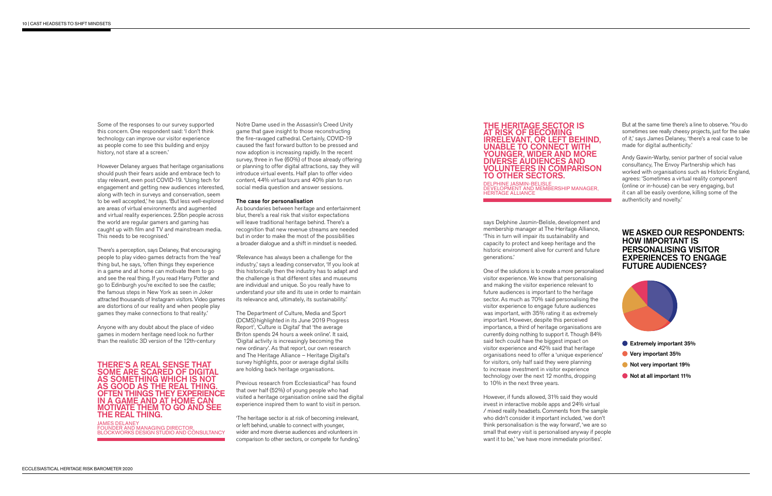Some of the responses to our survey supported this concern. One respondent said: 'I don't think technology can improve our visitor experience as people come to see this building and enjoy history, not stare at a screen.'

However Delaney argues that heritage organisations should push their fears aside and embrace tech to stay relevant, even post COVID-19. 'Using tech for engagement and getting new audiences interested, along with tech in surveys and conservation, seem to be well accepted,' he says. 'But less well-explored are areas of virtual environments and augmented and virtual reality experiences. 2.5bn people across the world are regular gamers and gaming has caught up with film and TV and mainstream media. This needs to be recognised.'

There's a perception, says Delaney, that encouraging people to play video games detracts from the 'real' thing but, he says, 'often things they experience in a game and at home can motivate them to go and see the real thing. If you read Harry Potter and go to Edinburgh you're excited to see the castle; the famous steps in New York as seen in Joker attracted thousands of Instagram visitors. Video games are distortions of our reality and when people play games they make connections to that reality.'

Anyone with any doubt about the place of video games in modern heritage need look no further than the realistic 3D version of the 12th-century Notre Dame used in the Assassin's Creed Unity game that gave insight to those reconstructing the fire-ravaged cathedral. Certainly, COVID-19 caused the fast forward button to be pressed and now adoption is increasing rapidly. In the recent survey, three in five (60%) of those already offering or planning to offer digital attractions, say they will introduce virtual events. Half plan to offer video content, 44% virtual tours and 40% plan to run social media question and answer sessions.

> **THERE'S A REAL SENSE THAT SOME ARE SCARED OF DIGITAL AS SOMETHING WHICH IS NOT AS GOOD AS THE REAL THING. OFTEN THINGS THEY EXPERIENCE IN A GAME AND AT HOME CAN MOTIVATE THEM TO GO AND SEE THE REAL THING.**
>
> JAMES DELANEY
> FOUNDER AND MANAGING DIRECTOR, BLOCKWORKS DESIGN STUDIO AND CONSULTANCY

### The case for personalisation

As boundaries between heritage and entertainment blur, there's a real risk that visitor expectations will leave traditional heritage behind. There's a recognition that new revenue streams are needed but in order to make the most of the possibilities a broader dialogue and a shift in mindset is needed.

'Relevance has always been a challenge for the industry,' says a leading conservator, 'If you look at this historically then the industry has to adapt and the challenge is that different sites and museums are individual and unique. So you really have to understand your site and its use in order to maintain its relevance and, ultimately, its sustainability.'

The Department of Culture, Media and Sport (DCMS) highlighted in its June 2019 Progress Report[1], 'Culture is Digital' that 'the average Briton spends 24 hours a week online'. It said, 'Digital activity is increasingly becoming the new ordinary'. As that report, our own research and The Heritage Alliance – Heritage Digital's survey highlights, poor or average digital skills are holding back heritage organisations.

Previous research from Ecclesiastical[2] has found that over half (52%) of young people who had visited a heritage organisation online said the digital experience inspired them to want to visit in person.

'The heritage sector is at risk of becoming irrelevant, or left behind, unable to connect with younger, wider and more diverse audiences and volunteers in comparison to other sectors, or compete for funding,' says Delphine Jasmin-Belisle, development and membership manager at The Heritage Alliance, 'This in turn will impair its sustainability and capacity to protect and keep heritage and the historic environment alive for current and future generations.'

> **THE HERITAGE SECTOR IS AT RISK OF BECOMING IRRELEVANT, OR LEFT BEHIND, UNABLE TO CONNECT WITH YOUNGER, WIDER AND MORE DIVERSE AUDIENCES AND VOLUNTEERS IN COMPARISON TO OTHER SECTORS.**
>
> DELPHINE JASMIN-BELISLE
> DEVELOPMENT AND MEMBERSHIP MANAGER, HERITAGE ALLIANCE

One of the solutions is to create a more personalised visitor experience. We know that personalising and making the visitor experience relevant to future audiences is important to the heritage sector. As much as 70% said personalising the visitor experience to engage future audiences was important, with 35% rating it as extremely important. However, despite this perceived importance, a third of heritage organisations are currently doing nothing to support it. Though 84% said tech could have the biggest impact on visitor experience and 42% said that heritage organisations need to offer a 'unique experience' for visitors, only half said they were planning to increase investment in visitor experience technology over the next 12 months, dropping to 10% in the next three years.

However, if funds allowed, 31% said they would invest in interactive mobile apps and 24% virtual / mixed reality headsets. Comments from the sample who didn't consider it important included, 'we don't think personalisation is the way forward', 'we are so small that every visit is personalised anyway if people want it to be,' 'we have more immediate priorities'.

But at the same time there's a line to observe. 'You do sometimes see really cheesy projects, just for the sake of it,' says James Delaney, 'there's a real case to be made for digital authenticity.'

Andy Gawin-Warby, senior partner of social value consultancy, The Envoy Partnership which has worked with organisations such as Historic England, agrees: 'Sometimes a virtual reality component (online or in-house) can be very engaging, but it can all be easily overdone, killing some of the authenticity and novelty.'

## WE ASKED OUR RESPONDENTS: HOW IMPORTANT IS PERSONALISING VISITOR EXPERIENCES TO ENGAGE FUTURE AUDIENCES?

- Extremely important 35%
- Very important 35%
- Not very important 19%
- Not at all important 11%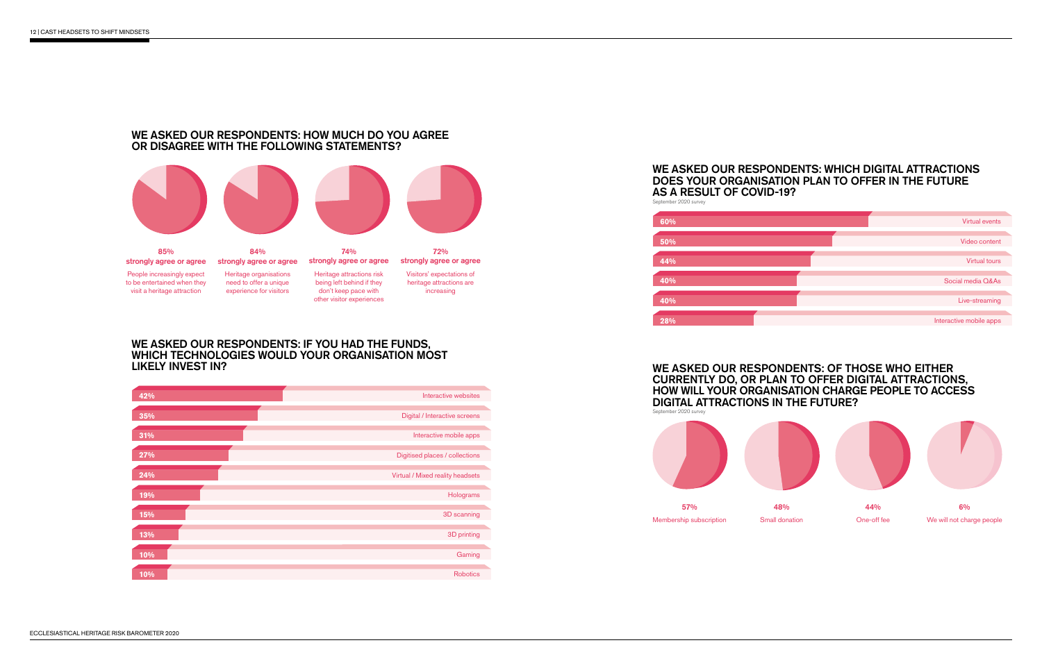## WE ASKED OUR RESPONDENTS: HOW MUCH DO YOU AGREE OR DISAGREE WITH THE FOLLOWING STATEMENTS?

**85% strongly agree or agree**
People increasingly expect to be entertained when they visit a heritage attraction

**84% strongly agree or agree**
Heritage organisations need to offer a unique experience for visitors

**74% strongly agree or agree**
Heritage attractions risk being left behind if they don't keep pace with other visitor experiences

**72% strongly agree or agree**
Visitors' expectations of heritage attractions are increasing

## WE ASKED OUR RESPONDENTS: IF YOU HAD THE FUNDS, WHICH TECHNOLOGIES WOULD YOUR ORGANISATION MOST LIKELY INVEST IN?

| % | Technology |
|---|---|
| 42% | Interactive websites |
| 35% | Digital / Interactive screens |
| 31% | Interactive mobile apps |
| 27% | Digitised places / collections |
| 24% | Virtual / Mixed reality headsets |
| 19% | Holograms |
| 15% | 3D scanning |
| 13% | 3D printing |
| 10% | Gaming |
| 10% | Robotics |

## WE ASKED OUR RESPONDENTS: WHICH DIGITAL ATTRACTIONS DOES YOUR ORGANISATION PLAN TO OFFER IN THE FUTURE AS A RESULT OF COVID-19?

September 2020 survey

| % | Digital attraction |
|---|---|
| 60% | Virtual events |
| 50% | Video content |
| 44% | Virtual tours |
| 40% | Social media Q&As |
| 40% | Live-streaming |
| 28% | Interactive mobile apps |

## WE ASKED OUR RESPONDENTS: OF THOSE WHO EITHER CURRENTLY DO, OR PLAN TO OFFER DIGITAL ATTRACTIONS, HOW WILL YOUR ORGANISATION CHARGE PEOPLE TO ACCESS DIGITAL ATTRACTIONS IN THE FUTURE?

September 2020 survey

| % | Charging method |
|---|---|
| 57% | Membership subscription |
| 48% | Small donation |
| 44% | One-off fee |
| 6% | We will not charge people |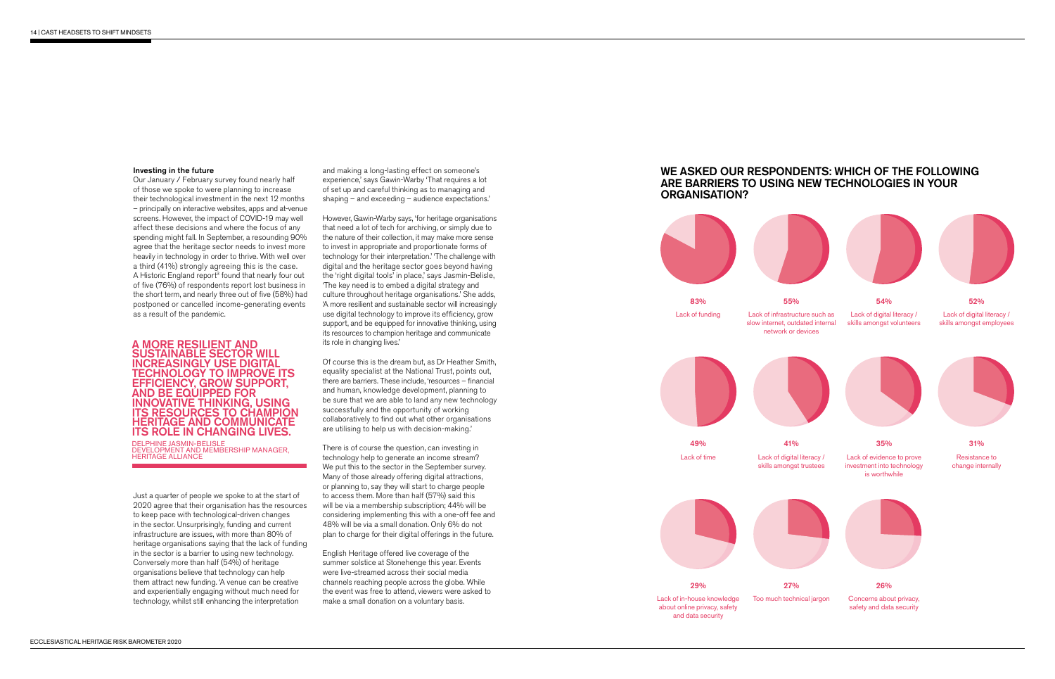### Investing in the future

Our January / February survey found nearly half of those we spoke to were planning to increase their technological investment in the next 12 months – principally on interactive websites, apps and at-venue screens. However, the impact of COVID-19 may well affect these decisions and where the focus of any spending might fall. In September, a resounding 90% agree that the heritage sector needs to invest more heavily in technology in order to thrive. With well over a third (41%) strongly agreeing this is the case. A Historic England report[8] found that nearly four out of five (76%) of respondents report lost business in the short term, and nearly three out of five (58%) had postponed or cancelled income-generating events as a result of the pandemic.

## A MORE RESILIENT AND SUSTAINABLE SECTOR WILL INCREASINGLY USE DIGITAL TECHNOLOGY TO IMPROVE ITS EFFICIENCY, GROW SUPPORT, AND BE EQUIPPED FOR INNOVATIVE THINKING, USING ITS RESOURCES TO CHAMPION HERITAGE AND COMMUNICATE ITS ROLE IN CHANGING LIVES.

DELPHINE JASMIN-BELISLE
DEVELOPMENT AND MEMBERSHIP MANAGER, HERITAGE ALLIANCE

Just a quarter of people we spoke to at the start of 2020 agree that their organisation has the resources to keep pace with technological-driven changes in the sector. Unsurprisingly, funding and current infrastructure are issues, with more than 80% of heritage organisations saying that the lack of funding in the sector is a barrier to using new technology. Conversely more than half (54%) of heritage organisations believe that technology can help them attract new funding. 'A venue can be creative and experientially engaging without much need for technology, whilst still enhancing the interpretation and making a long-lasting effect on someone's experience,' says Gawin-Warby 'That requires a lot of set up and careful thinking as to managing and shaping – and exceeding – audience expectations.'

However, Gawin-Warby says, 'for heritage organisations that need a lot of tech for archiving, or simply due to the nature of their collection, it may make more sense to invest in appropriate and proportionate forms of technology for their interpretation.' 'The challenge with digital and the heritage sector goes beyond having the 'right digital tools' in place,' says Jasmin-Belisle, 'The key need is to embed a digital strategy and culture throughout heritage organisations.' She adds, 'A more resilient and sustainable sector will increasingly use digital technology to improve its efficiency, grow support, and be equipped for innovative thinking, using its resources to champion heritage and communicate its role in changing lives.'

Of course this is the dream but, as Dr Heather Smith, equality specialist at the National Trust, points out, there are barriers. These include, 'resources – financial and human, knowledge development, planning to be sure that we are able to land any new technology successfully and the opportunity of working collaboratively to find out what other organisations are utilising to help us with decision-making.'

There is of course the question, can investing in technology help to generate an income stream? We put this to the sector in the September survey. Many of those already offering digital attractions, or planning to, say they will start to charge people to access them. More than half (57%) said this will be via a membership subscription; 44% will be considering implementing this with a one-off fee and 48% will be via a small donation. Only 6% do not plan to charge for their digital offerings in the future.

English Heritage offered live coverage of the summer solstice at Stonehenge this year. Events were live-streamed across their social media channels reaching people across the globe. While the event was free to attend, viewers were asked to make a small donation on a voluntary basis.

## WE ASKED OUR RESPONDENTS: WHICH OF THE FOLLOWING ARE BARRIERS TO USING NEW TECHNOLOGIES IN YOUR ORGANISATION?

83% Lack of funding

55% Lack of infrastructure such as slow internet, outdated internal network or devices

54% Lack of digital literacy / skills amongst volunteers

52% Lack of digital literacy / skills amongst employees

49% Lack of time

41% Lack of digital literacy / skills amongst trustees

35% Lack of evidence to prove investment into technology is worthwhile

31% Resistance to change internally

29% Lack of in-house knowledge about online privacy, safety and data security

27% Too much technical jargon

26% Concerns about privacy, safety and data security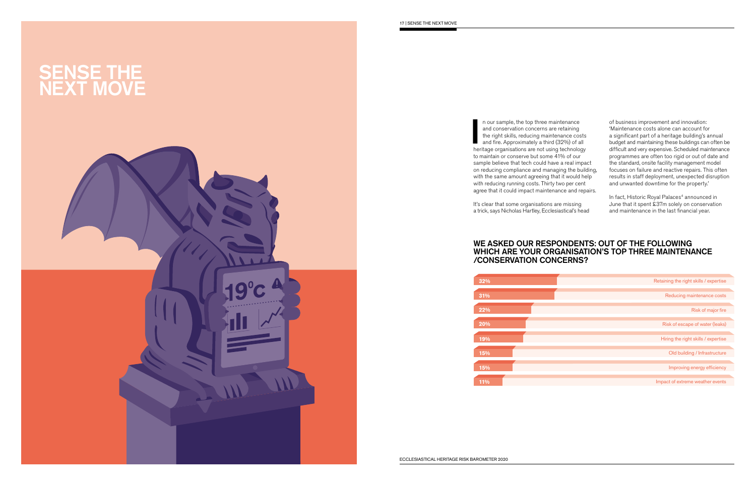# SENSE THE NEXT MOVE

In our sample, the top three maintenance and conservation concerns are retaining the right skills, reducing maintenance costs and fire. Approximately a third (32%) of all heritage organisations are not using technology to maintain or conserve but some 41% of our sample believe that tech could have a real impact on reducing compliance and managing the building, with the same amount agreeing that it would help with reducing running costs. Thirty two per cent agree that it could impact maintenance and repairs.

It's clear that some organisations are missing a trick, says Nicholas Hartley, Ecclesiastical's head of business improvement and innovation: 'Maintenance costs alone can account for a significant part of a heritage building's annual budget and maintaining these buildings can often be difficult and very expensive. Scheduled maintenance programmes are often too rigid or out of date and the standard, onsite facility management model focuses on failure and reactive repairs. This often results in staff deployment, unexpected disruption and unwanted downtime for the property.'

In fact, Historic Royal Palaces[4] announced in June that it spent £37m solely on conservation and maintenance in the last financial year.

## WE ASKED OUR RESPONDENTS: OUT OF THE FOLLOWING WHICH ARE YOUR ORGANISATION'S TOP THREE MAINTENANCE /CONSERVATION CONCERNS?

| % | Concern |
|---|---|
| 32% | Retaining the right skills / expertise |
| 31% | Reducing maintenance costs |
| 22% | Risk of major fire |
| 20% | Risk of escape of water (leaks) |
| 19% | Hiring the right skills / expertise |
| 15% | Old building / Infrastructure |
| 15% | Improving energy efficiency |
| 11% | Impact of extreme weather events |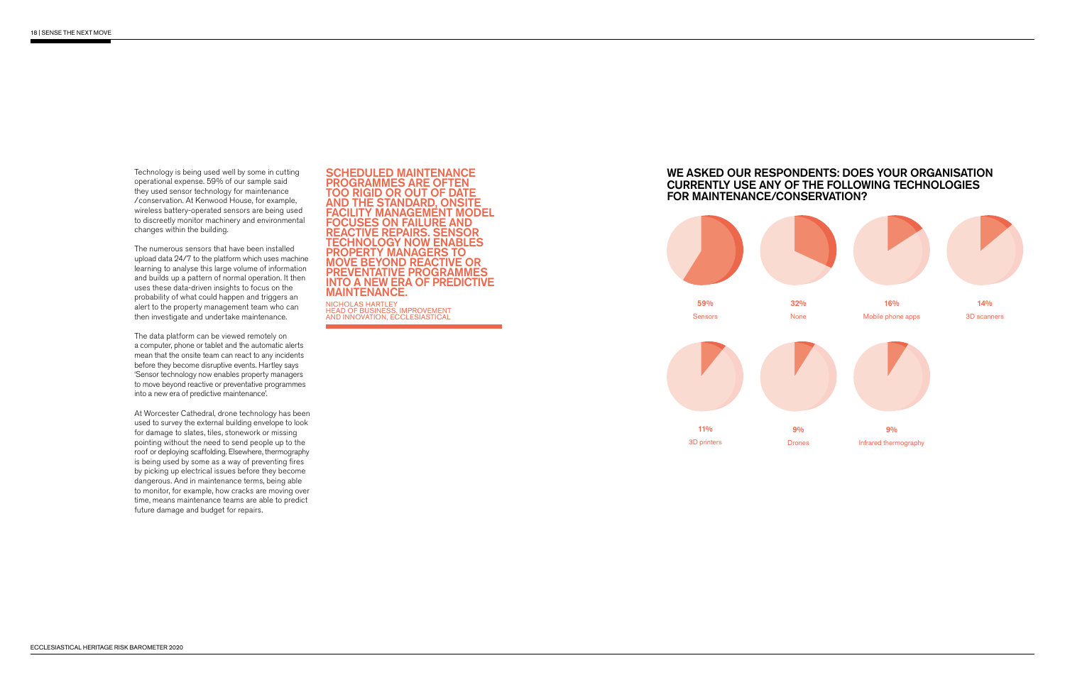Technology is being used well by some in cutting operational expense. 59% of our sample said they used sensor technology for maintenance /conservation. At Kenwood House, for example, wireless battery-operated sensors are being used to discreetly monitor machinery and environmental changes within the building.

The numerous sensors that have been installed upload data 24/7 to the platform which uses machine learning to analyse this large volume of information and builds up a pattern of normal operation. It then uses these data-driven insights to focus on the probability of what could happen and triggers an alert to the property management team who can then investigate and undertake maintenance.

The data platform can be viewed remotely on a computer, phone or tablet and the automatic alerts mean that the onsite team can react to any incidents before they become disruptive events. Hartley says 'Sensor technology now enables property managers to move beyond reactive or preventative programmes into a new era of predictive maintenance'.

At Worcester Cathedral, drone technology has been used to survey the external building envelope to look for damage to slates, tiles, stonework or missing pointing without the need to send people up to the roof or deploying scaffolding. Elsewhere, thermography is being used by some as a way of preventing fires by picking up electrical issues before they become dangerous. And in maintenance terms, being able to monitor, for example, how cracks are moving over time, means maintenance teams are able to predict future damage and budget for repairs.

> **SCHEDULED MAINTENANCE PROGRAMMES ARE OFTEN TOO RIGID OR OUT OF DATE AND THE STANDARD, ONSITE FACILITY MANAGEMENT MODEL FOCUSES ON FAILURE AND REACTIVE REPAIRS. SENSOR TECHNOLOGY NOW ENABLES PROPERTY MANAGERS TO MOVE BEYOND REACTIVE OR PREVENTATIVE PROGRAMMES INTO A NEW ERA OF PREDICTIVE MAINTENANCE.**
>
> NICHOLAS HARTLEY
> HEAD OF BUSINESS, IMPROVEMENT AND INNOVATION, ECCLESIASTICAL

## WE ASKED OUR RESPONDENTS: DOES YOUR ORGANISATION CURRENTLY USE ANY OF THE FOLLOWING TECHNOLOGIES FOR MAINTENANCE/CONSERVATION?

| Technology | % |
|---|---|
| Sensors | 59% |
| None | 32% |
| Mobile phone apps | 16% |
| 3D scanners | 14% |
| 3D printers | 11% |
| Drones | 9% |
| Infrared thermography | 9% |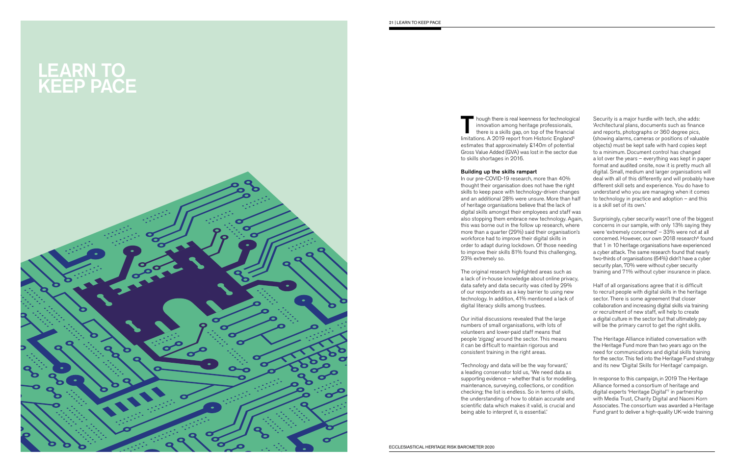# LEARN TO KEEP PACE

Though there is real keenness for technological innovation among heritage professionals, there is a skills gap, on top of the financial limitations. A 2019 report from Historic England[5] estimates that approximately £140m of potential Gross Value Added (GVA) was lost in the sector due to skills shortages in 2016.

**Building up the skills rampart**

In our pre-COVID-19 research, more than 40% thought their organisation does not have the right skills to keep pace with technology-driven changes and an additional 28% were unsure. More than half of heritage organisations believe that the lack of digital skills amongst their employees and staff was also stopping them embrace new technology. Again, this was borne out in the follow up research, where more than a quarter (29%) said their organisation's workforce had to improve their digital skills in order to adapt during lockdown. Of those needing to improve their skills 81% found this challenging, 23% extremely so.

The original research highlighted areas such as a lack of in-house knowledge about online privacy, data safety and data security was cited by 29% of our respondents as a key barrier to using new technology. In addition, 41% mentioned a lack of digital literacy skills among trustees.

Our initial discussions revealed that the large numbers of small organisations, with lots of volunteers and lower-paid staff means that people 'zigzag' around the sector. This means it can be difficult to maintain rigorous and consistent training in the right areas.

'Technology and data will be the way forward,' a leading conservator told us, 'We need data as supporting evidence – whether that is for modelling, maintenance, surveying, collections, or condition checking; the list is endless. So in terms of skills, the understanding of how to obtain accurate and scientific data which makes it valid, is crucial and being able to interpret it, is essential.'

Security is a major hurdle with tech, she adds: 'Architectural plans, documents such as finance and reports, photographs or 360 degree pics, (showing alarms, cameras or positions of valuable objects) must be kept safe with hard copies kept to a minimum. Document control has changed a lot over the years – everything was kept in paper format and audited onsite, now it is pretty much all digital. Small, medium and larger organisations will deal with all of this differently and will probably have different skill sets and experience. You do have to understand who you are managing when it comes to technology in practice and adoption – and this is a skill set of its own.'

Surprisingly, cyber security wasn't one of the biggest concerns in our sample, with only 13% saying they were 'extremely concerned' – 33% were not at all concerned. However, our own 2018 research[6] found that 1 in 10 heritage organisations have experienced a cyber attack. The same research found that nearly two-thirds of organisations (64%) didn't have a cyber security plan, 70% were without cyber security training and 71% without cyber insurance in place.

Half of all organisations agree that it is difficult to recruit people with digital skills in the heritage sector. There is some agreement that closer collaboration and increasing digital skills via training or recruitment of new staff, will help to create a digital culture in the sector but that ultimately pay will be the primary carrot to get the right skills.

The Heritage Alliance initiated conversation with the Heritage Fund more than two years ago on the need for communications and digital skills training for the sector. This fed into the Heritage Fund strategy and its new 'Digital Skills for Heritage' campaign.

In response to this campaign, in 2019 The Heritage Alliance formed a consortium of heritage and digital experts 'Heritage Digital'[7] in partnership with Media Trust, Charity Digital and Naomi Korn Associates. The consortium was awarded a Heritage Fund grant to deliver a high-quality UK-wide training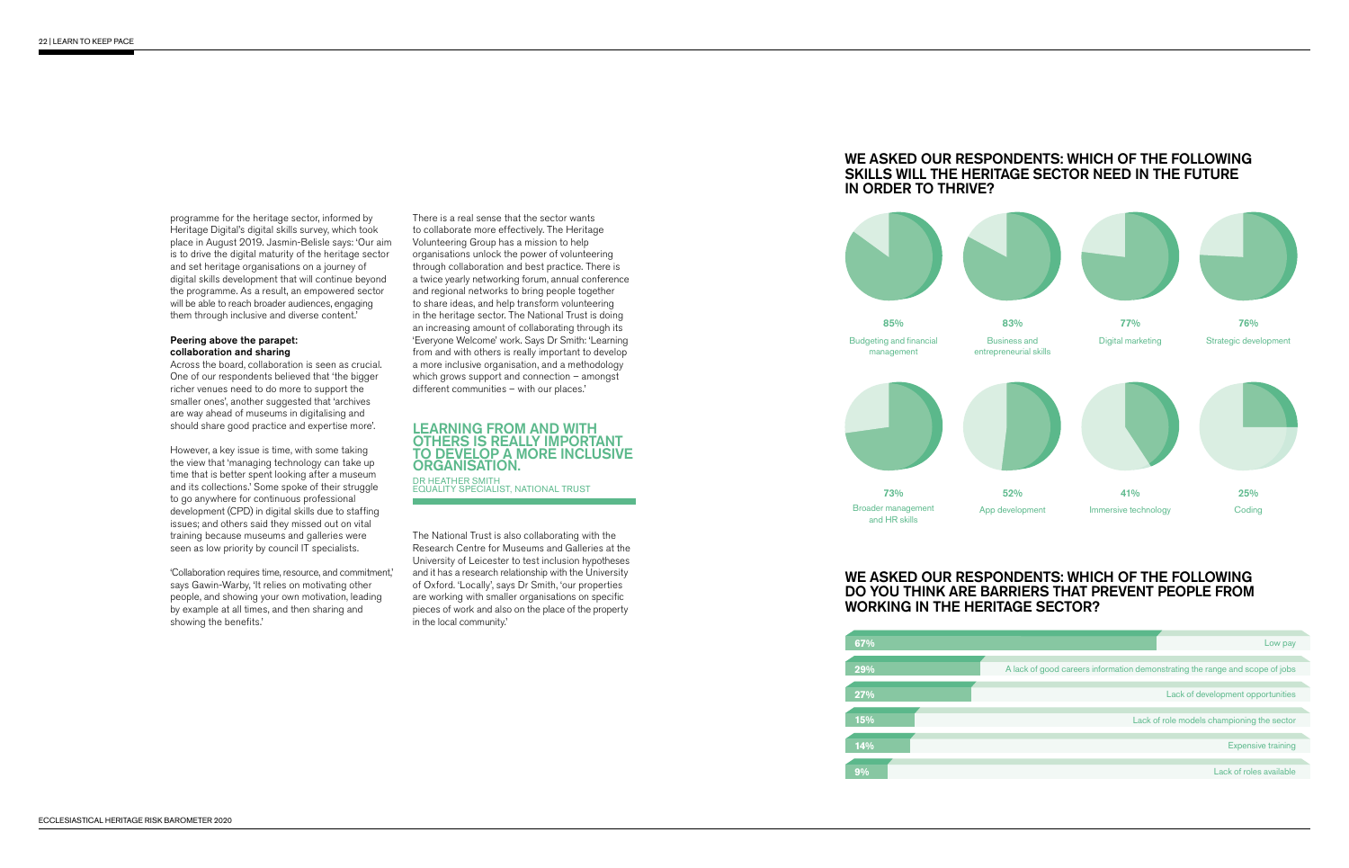programme for the heritage sector, informed by Heritage Digital's digital skills survey, which took place in August 2019. Jasmin-Belisle says: 'Our aim is to drive the digital maturity of the heritage sector and set heritage organisations on a journey of digital skills development that will continue beyond the programme. As a result, an empowered sector will be able to reach broader audiences, engaging them through inclusive and diverse content.'

#### Peering above the parapet: collaboration and sharing

Across the board, collaboration is seen as crucial. One of our respondents believed that 'the bigger richer venues need to do more to support the smaller ones', another suggested that 'archives are way ahead of museums in digitalising and should share good practice and expertise more'.

However, a key issue is time, with some taking the view that 'managing technology can take up time that is better spent looking after a museum and its collections.' Some spoke of their struggle to go anywhere for continuous professional development (CPD) in digital skills due to staffing issues; and others said they missed out on vital training because museums and galleries were seen as low priority by council IT specialists.

'Collaboration requires time, resource, and commitment,' says Gawin-Warby, 'It relies on motivating other people, and showing your own motivation, leading by example at all times, and then sharing and showing the benefits.'

There is a real sense that the sector wants to collaborate more effectively. The Heritage Volunteering Group has a mission to help organisations unlock the power of volunteering through collaboration and best practice. There is a twice yearly networking forum, annual conference and regional networks to bring people together to share ideas, and help transform volunteering in the heritage sector. The National Trust is doing an increasing amount of collaborating through its 'Everyone Welcome' work. Says Dr Smith: 'Learning from and with others is really important to develop a more inclusive organisation, and a methodology which grows support and connection – amongst different communities – with our places.'

## LEARNING FROM AND WITH OTHERS IS REALLY IMPORTANT TO DEVELOP A MORE INCLUSIVE ORGANISATION.

DR HEATHER SMITH
EQUALITY SPECIALIST, NATIONAL TRUST

The National Trust is also collaborating with the Research Centre for Museums and Galleries at the University of Leicester to test inclusion hypotheses and it has a research relationship with the University of Oxford. 'Locally', says Dr Smith, 'our properties are working with smaller organisations on specific pieces of work and also on the place of the property in the local community.'

## WE ASKED OUR RESPONDENTS: WHICH OF THE FOLLOWING SKILLS WILL THE HERITAGE SECTOR NEED IN THE FUTURE IN ORDER TO THRIVE?

| Skill | % |
|---|---|
| Budgeting and financial management | 85% |
| Business and entrepreneurial skills | 83% |
| Digital marketing | 77% |
| Strategic development | 76% |
| Broader management and HR skills | 73% |
| App development | 52% |
| Immersive technology | 41% |
| Coding | 25% |

## WE ASKED OUR RESPONDENTS: WHICH OF THE FOLLOWING DO YOU THINK ARE BARRIERS THAT PREVENT PEOPLE FROM WORKING IN THE HERITAGE SECTOR?

| % | Barrier |
|---|---|
| 67% | Low pay |
| 29% | A lack of good careers information demonstrating the range and scope of jobs |
| 27% | Lack of development opportunities |
| 15% | Lack of role models championing the sector |
| 14% | Expensive training |
| 9% | Lack of roles available |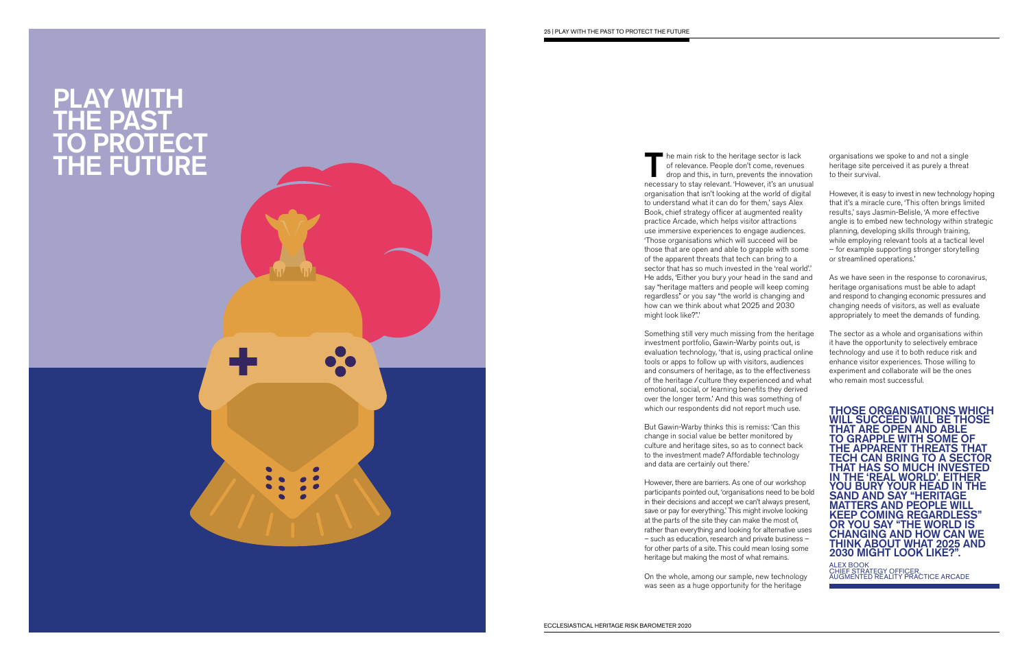# PLAY WITH THE PAST TO PROTECT THE FUTURE

The main risk to the heritage sector is lack of relevance. People don't come, revenues drop and this, in turn, prevents the innovation necessary to stay relevant. 'However, it's an unusual organisation that isn't looking at the world of digital to understand what it can do for them,' says Alex Book, chief strategy officer at augmented reality practice Arcade, which helps visitor attractions use immersive experiences to engage audiences. 'Those organisations which will succeed will be those that are open and able to grapple with some of the apparent threats that tech can bring to a sector that has so much invested in the 'real world'.' He adds, 'Either you bury your head in the sand and say "heritage matters and people will keep coming regardless" or you say "the world is changing and how can we think about what 2025 and 2030 might look like?".'

Something still very much missing from the heritage investment portfolio, Gawin-Warby points out, is evaluation technology, 'that is, using practical online tools or apps to follow up with visitors, audiences and consumers of heritage, as to the effectiveness of the heritage / culture they experienced and what emotional, social, or learning benefits they derived over the longer term.' And this was something of which our respondents did not report much use.

But Gawin-Warby thinks this is remiss: 'Can this change in social value be better monitored by culture and heritage sites, so as to connect back to the investment made? Affordable technology and data are certainly out there.'

However, there are barriers. As one of our workshop participants pointed out, 'organisations need to be bold in their decisions and accept we can't always present, save or pay for everything.' This might involve looking at the parts of the site they can make the most of, rather than everything and looking for alternative uses – such as education, research and private business – for other parts of a site. This could mean losing some heritage but making the most of what remains.

On the whole, among our sample, new technology was seen as a huge opportunity for the heritage organisations we spoke to and not a single heritage site perceived it as purely a threat to their survival.

However, it is easy to invest in new technology hoping that it's a miracle cure, 'This often brings limited results,' says Jasmin-Belisle, 'A more effective angle is to embed new technology within strategic planning, developing skills through training, while employing relevant tools at a tactical level – for example supporting stronger storytelling or streamlined operations.'

As we have seen in the response to coronavirus, heritage organisations must be able to adapt and respond to changing economic pressures and changing needs of visitors, as well as evaluate appropriately to meet the demands of funding.

The sector as a whole and organisations within it have the opportunity to selectively embrace technology and use it to both reduce risk and enhance visitor experiences. Those willing to experiment and collaborate will be the ones who remain most successful.

**THOSE ORGANISATIONS WHICH WILL SUCCEED WILL BE THOSE THAT ARE OPEN AND ABLE TO GRAPPLE WITH SOME OF THE APPARENT THREATS THAT TECH CAN BRING TO A SECTOR THAT HAS SO MUCH INVESTED IN THE 'REAL WORLD'. EITHER YOU BURY YOUR HEAD IN THE SAND AND SAY "HERITAGE MATTERS AND PEOPLE WILL KEEP COMING REGARDLESS" OR YOU SAY "THE WORLD IS CHANGING AND HOW CAN WE THINK ABOUT WHAT 2025 AND 2030 MIGHT LOOK LIKE?".**

ALEX BOOK
CHIEF STRATEGY OFFICER, AUGMENTED REALITY PRACTICE ARCADE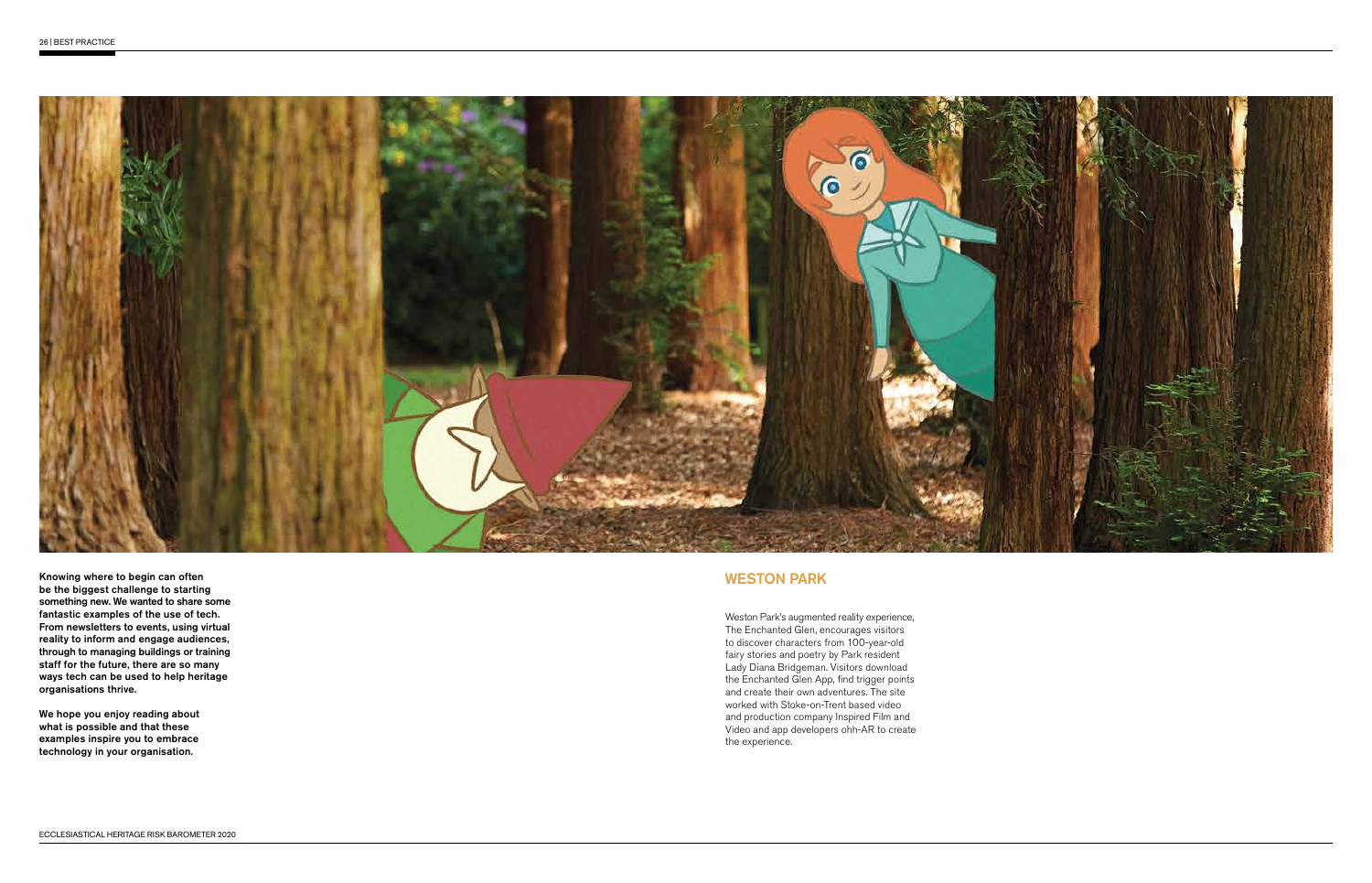**Knowing where to begin can often be the biggest challenge to starting something new. We wanted to share some fantastic examples of the use of tech. From newsletters to events, using virtual reality to inform and engage audiences, through to managing buildings or training staff for the future, there are so many ways tech can be used to help heritage organisations thrive.**

**We hope you enjoy reading about what is possible and that these examples inspire you to embrace technology in your organisation.**

## WESTON PARK

Weston Park's augmented reality experience, The Enchanted Glen, encourages visitors to discover characters from 100-year-old fairy stories and poetry by Park resident Lady Diana Bridgeman. Visitors download the Enchanted Glen App, find trigger points and create their own adventures. The site worked with Stoke-on-Trent based video and production company Inspired Film and Video and app developers ohh-AR to create the experience.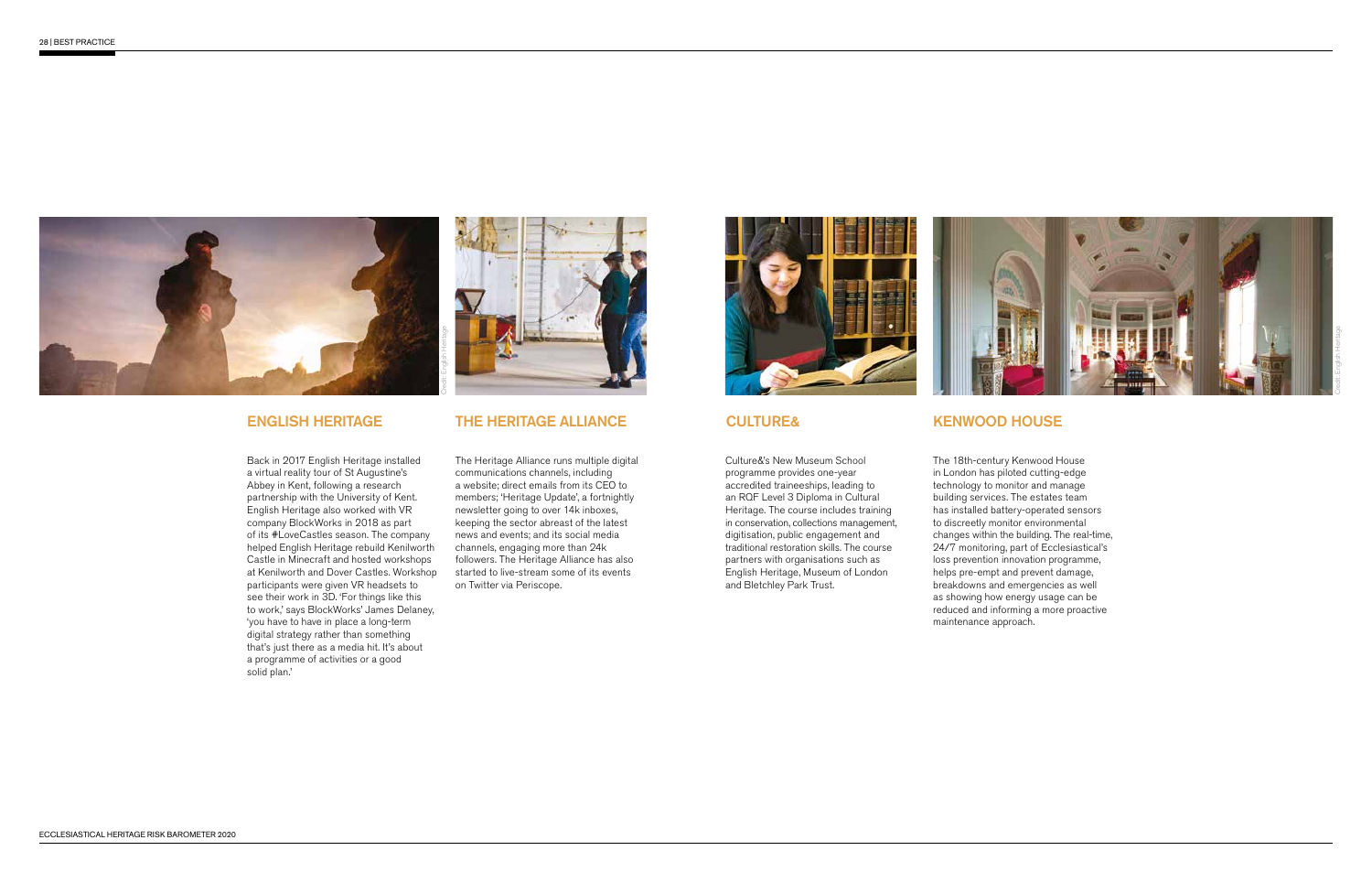## ENGLISH HERITAGE

Back in 2017 English Heritage installed a virtual reality tour of St Augustine's Abbey in Kent, following a research partnership with the University of Kent. English Heritage also worked with VR company BlockWorks in 2018 as part of its #LoveCastles season. The company helped English Heritage rebuild Kenilworth Castle in Minecraft and hosted workshops at Kenilworth and Dover Castles. Workshop participants were given VR headsets to see their work in 3D. 'For things like this to work,' says BlockWorks' James Delaney, 'you have to have in place a long-term digital strategy rather than something that's just there as a media hit. It's about a programme of activities or a good solid plan.'

## THE HERITAGE ALLIANCE

The Heritage Alliance runs multiple digital communications channels, including a website; direct emails from its CEO to members; 'Heritage Update', a fortnightly newsletter going to over 14k inboxes, keeping the sector abreast of the latest news and events; and its social media channels, engaging more than 24k followers. The Heritage Alliance has also started to live-stream some of its events on Twitter via Periscope.

## CULTURE&

Culture&'s New Museum School programme provides one-year accredited traineeships, leading to an RQF Level 3 Diploma in Cultural Heritage. The course includes training in conservation, collections management, digitisation, public engagement and traditional restoration skills. The course partners with organisations such as English Heritage, Museum of London and Bletchley Park Trust.

## KENWOOD HOUSE

The 18th-century Kenwood House in London has piloted cutting-edge technology to monitor and manage building services. The estates team has installed battery-operated sensors to discreetly monitor environmental changes within the building. The real-time, 24/7 monitoring, part of Ecclesiastical's loss prevention innovation programme, helps pre-empt and prevent damage, breakdowns and emergencies as well as showing how energy usage can be reduced and informing a more proactive maintenance approach.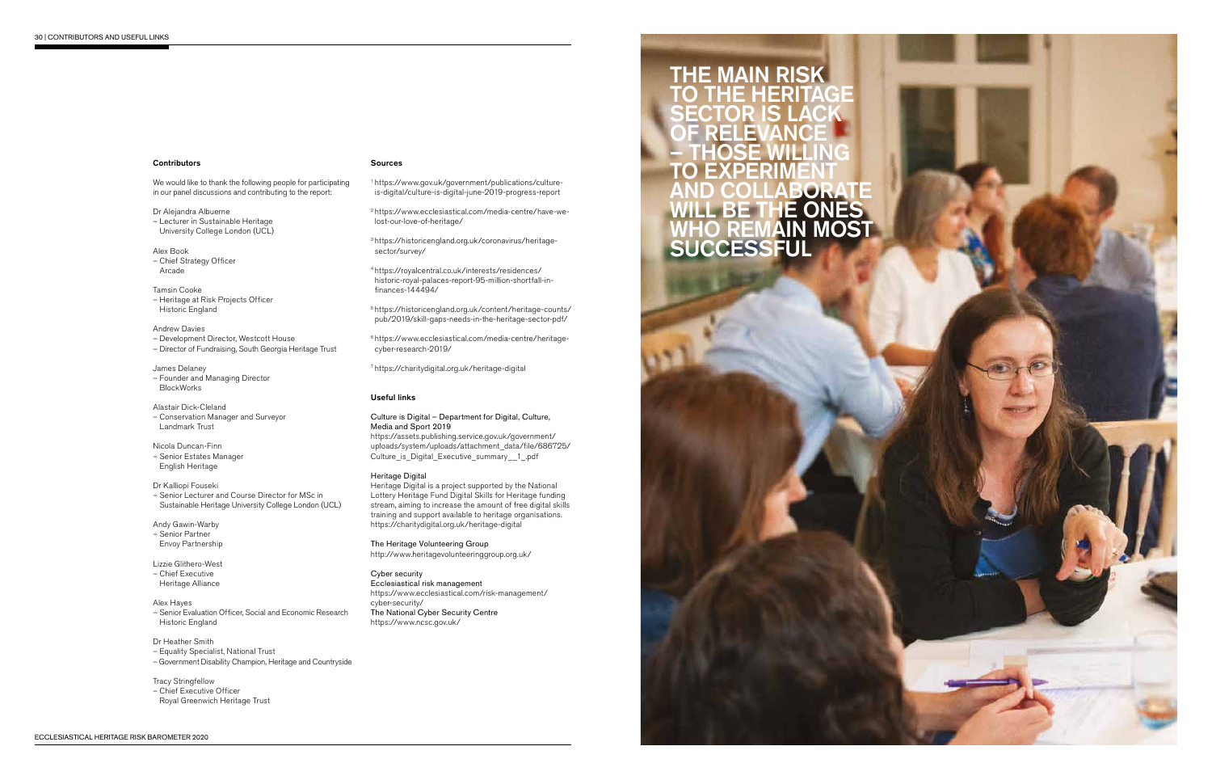## Contributors

We would like to thank the following people for participating in our panel discussions and contributing to the report:

Dr Alejandra Albuerne
– Lecturer in Sustainable Heritage
University College London (UCL)

Alex Book
– Chief Strategy Officer
Arcade

Tamsin Cooke
– Heritage at Risk Projects Officer
Historic England

Andrew Davies
– Development Director, Westcott House
– Director of Fundraising, South Georgia Heritage Trust

James Delaney
– Founder and Managing Director
BlockWorks

Alastair Dick-Cleland
– Conservation Manager and Surveyor
Landmark Trust

Nicola Duncan-Finn
– Senior Estates Manager
English Heritage

Dr Kalliopi Fouseki
– Senior Lecturer and Course Director for MSc in Sustainable Heritage University College London (UCL)

Andy Gawin-Warby
– Senior Partner
Envoy Partnership

Lizzie Glithero-West
– Chief Executive
Heritage Alliance

Alex Hayes
– Senior Evaluation Officer, Social and Economic Research
Historic England

Dr Heather Smith
– Equality Specialist, National Trust
– Government Disability Champion, Heritage and Countryside

Tracy Stringfellow
– Chief Executive Officer
Royal Greenwich Heritage Trust

## Sources

[1] https://www.gov.uk/government/publications/culture-is-digital/culture-is-digital-june-2019-progress-report

[2] https://www.ecclesiastical.com/media-centre/have-we-lost-our-love-of-heritage/

[3] https://historicengland.org.uk/coronavirus/heritage-sector/survey/

[4] https://royalcentral.co.uk/interests/residences/historic-royal-palaces-report-95-million-shortfall-in-finances-144494/

[5] https://historicengland.org.uk/content/heritage-counts/pub/2019/skill-gaps-needs-in-the-heritage-sector-pdf/

[6] https://www.ecclesiastical.com/media-centre/heritage-cyber-research-2019/

[7] https://charitydigital.org.uk/heritage-digital

## Useful links

**Culture is Digital – Department for Digital, Culture, Media and Sport 2019**
https://assets.publishing.service.gov.uk/government/uploads/system/uploads/attachment_data/file/686725/Culture_is_Digital_Executive_summary__1_.pdf

**Heritage Digital**
Heritage Digital is a project supported by the National Lottery Heritage Fund Digital Skills for Heritage funding stream, aiming to increase the amount of free digital skills training and support available to heritage organisations.
https://charitydigital.org.uk/heritage-digital

**The Heritage Volunteering Group**
http://www.heritagevolunteeringgroup.org.uk/

**Cyber security**
**Ecclesiastical risk management**
https://www.ecclesiastical.com/risk-management/cyber-security/
**The National Cyber Security Centre**
https://www.ncsc.gov.uk/

# THE MAIN RISK TO THE HERITAGE SECTOR IS LACK OF RELEVANCE – THOSE WILLING TO EXPERIMENT AND COLLABORATE WILL BE THE ONES WHO REMAIN MOST SUCCESSFUL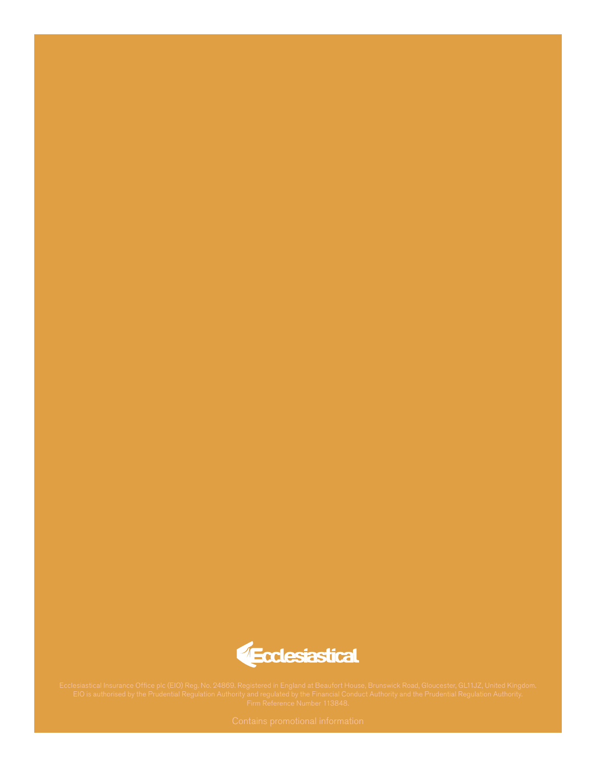Ecclesiastical

Ecclesiastical Insurance Office plc (EIO) Reg. No. 24869. Registered in England at Beaufort House, Brunswick Road, Gloucester, GL1 1JZ, United Kingdom. EIO is authorised by the Prudential Regulation Authority and regulated by the Financial Conduct Authority and the Prudential Regulation Authority. Firm Reference Number 113848.

Contains promotional information